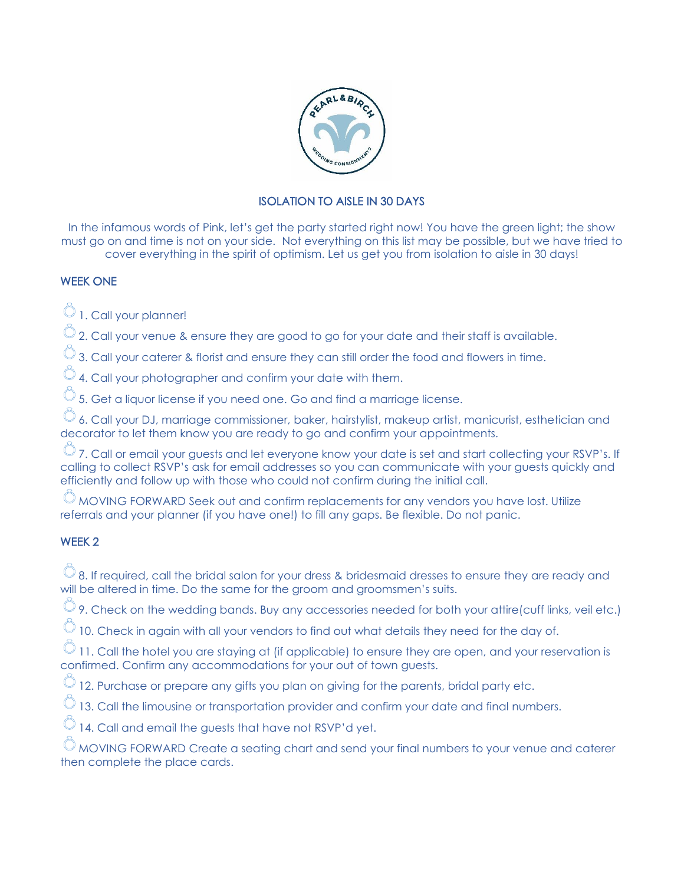# ISOLATION TO AISLE IN 30 DAYS

In the infamous words of Pink, let's get the party started right now! You have the green light; the show must go on and time is not on your side. Not everything on this list may be possible, but we have tried to cover everything in the spirit of optimism. Let us get you from isolation to aisle in 30 days!

## WEEK ONE

- 1. Call your planner!
- 2. Call your venue & ensure they are good to go for your date and their staff is available.
- 3. Call your caterer & florist and ensure they can still order the food and flowers in time.
- 4. Call your photographer and confirm your date with them.
- 5. Get a liquor license if you need one. Go and find a marriage license.
- 6. Call your DJ, marriage commissioner, baker, hairstylist, makeup artist, manicurist, esthetician and decorator to let them know you are ready to go and confirm your appointments.
- 7. Call or email your guests and let everyone know your date is set and start collecting your RSVP's. If calling to collect RSVP's ask for email addresses so you can communicate with your guests quickly and efficiently and follow up with those who could not confirm during the initial call.
- MOVING FORWARD Seek out and confirm replacements for any vendors you have lost. Utilize referrals and your planner (if you have one!) to fill any gaps. Be flexible. Do not panic.

## WEEK 2

- 8. If required, call the bridal salon for your dress & bridesmaid dresses to ensure they are ready and will be altered in time. Do the same for the groom and groomsmen's suits.
- 9. Check on the wedding bands. Buy any accessories needed for both your attire(cuff links, veil etc.)
- 10. Check in again with all your vendors to find out what details they need for the day of.
- 11. Call the hotel you are staying at (if applicable) to ensure they are open, and your reservation is confirmed. Confirm any accommodations for your out of town guests.
- 12. Purchase or prepare any gifts you plan on giving for the parents, bridal party etc.
- 13. Call the limousine or transportation provider and confirm your date and final numbers.
- 14. Call and email the guests that have not RSVP'd yet.
- MOVING FORWARD Create a seating chart and send your final numbers to your venue and caterer then complete the place cards.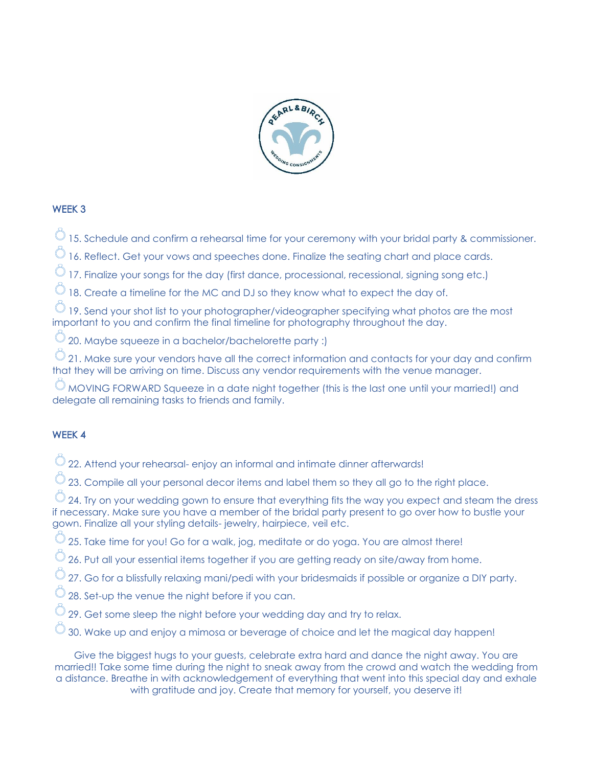## WEEK 3

- 15. Schedule and confirm a rehearsal time for your ceremony with your bridal party & commissioner.
- 16. Reflect. Get your vows and speeches done. Finalize the seating chart and place cards.
- 17. Finalize your songs for the day (first dance, processional, recessional, signing song etc.)
- 18. Create a timeline for the MC and DJ so they know what to expect the day of.
- 19. Send your shot list to your photographer/videographer specifying what photos are the most important to you and confirm the final timeline for photography throughout the day.
- 20. Maybe squeeze in a bachelor/bachelorette party :)
- 21. Make sure your vendors have all the correct information and contacts for your day and confirm that they will be arriving on time. Discuss any vendor requirements with the venue manager.
- MOVING FORWARD Squeeze in a date night together (this is the last one until your married!) and delegate all remaining tasks to friends and family.

## WEEK 4

- 22. Attend your rehearsal- enjoy an informal and intimate dinner afterwards!
- 23. Compile all your personal decor items and label them so they all go to the right place.
- 24. Try on your wedding gown to ensure that everything fits the way you expect and steam the dress if necessary. Make sure you have a member of the bridal party present to go over how to bustle your gown. Finalize all your styling details- jewelry, hairpiece, veil etc.
- 25. Take time for you! Go for a walk, jog, meditate or do yoga. You are almost there!
- 26. Put all your essential items together if you are getting ready on site/away from home.
- 27. Go for a blissfully relaxing mani/pedi with your bridesmaids if possible or organize a DIY party.
- 28. Set-up the venue the night before if you can.
- 29. Get some sleep the night before your wedding day and try to relax.
- 30. Wake up and enjoy a mimosa or beverage of choice and let the magical day happen!

Give the biggest hugs to your guests, celebrate extra hard and dance the night away. You are married!! Take some time during the night to sneak away from the crowd and watch the wedding from a distance. Breathe in with acknowledgement of everything that went into this special day and exhale with gratitude and joy. Create that memory for yourself, you deserve it!